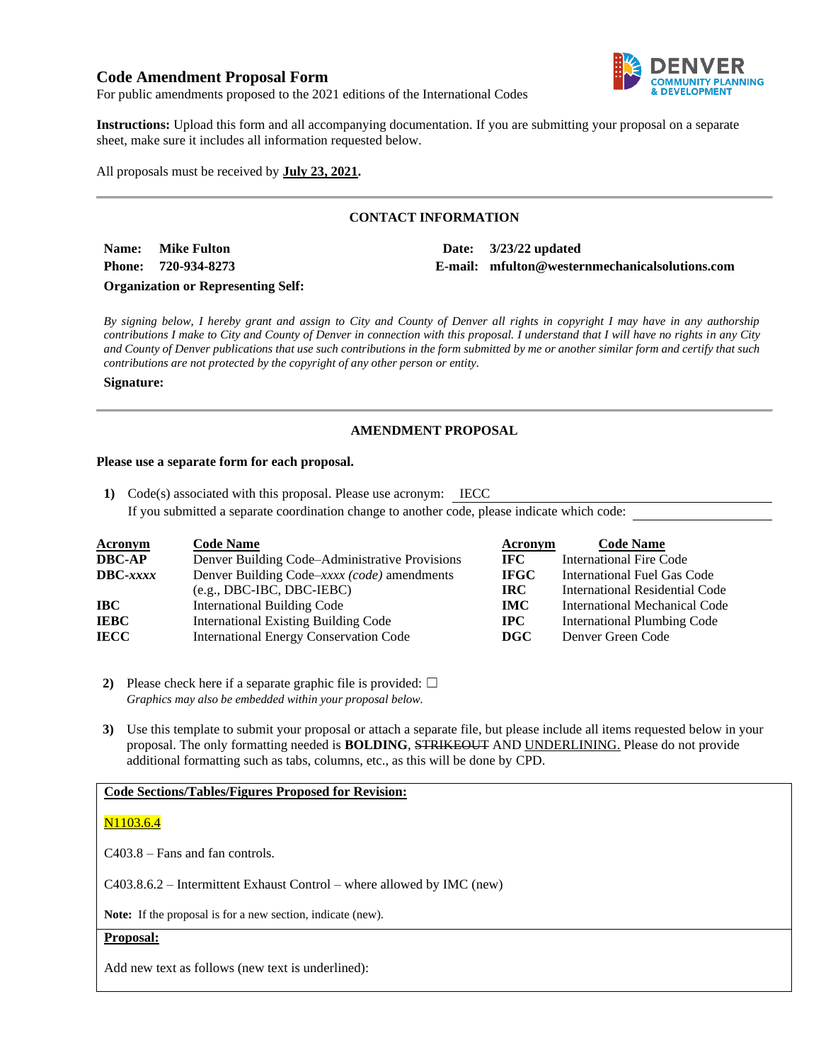# Code Amendment Proposal Form

For public amendments proposed to the 2021 editions of the International Codes

DENVER COMMUNITY PLANNING & DEVELOPMENT

**Instructions:** Upload this form and all accompanying documentation. If you are submitting your proposal on a separate sheet, make sure it includes all information requested below.

All proposals must be received by **July 23, 2021.**

---

## CONTACT INFORMATION

**Name:** **Mike Fulton**
**Date:** **3/23/22 updated**
**Phone:** **720-934-8273**
**E-mail:** **mfulton@westernmechanicalsolutions.com**
**Organization or Representing Self:**

*By signing below, I hereby grant and assign to City and County of Denver all rights in copyright I may have in any authorship contributions I make to City and County of Denver in connection with this proposal. I understand that I will have no rights in any City and County of Denver publications that use such contributions in the form submitted by me or another similar form and certify that such contributions are not protected by the copyright of any other person or entity.*

**Signature:**

---

## AMENDMENT PROPOSAL

**Please use a separate form for each proposal.**

**1)** Code(s) associated with this proposal. Please use acronym: IECC
If you submitted a separate coordination change to another code, please indicate which code:

| Acronym | Code Name | Acronym | Code Name |
|---|---|---|---|
| **DBC-AP** | Denver Building Code–Administrative Provisions | **IFC** | International Fire Code |
| **DBC-*xxxx*** | Denver Building Code–*xxxx (code)* amendments (e.g., DBC-IBC, DBC-IEBC) | **IFGC** | International Fuel Gas Code |
| | | **IRC** | International Residential Code |
| **IBC** | International Building Code | **IMC** | International Mechanical Code |
| **IEBC** | International Existing Building Code | **IPC** | International Plumbing Code |
| **IECC** | International Energy Conservation Code | **DGC** | Denver Green Code |

**2)** Please check here if a separate graphic file is provided: ☐
*Graphics may also be embedded within your proposal below.*

**3)** Use this template to submit your proposal or attach a separate file, but please include all items requested below in your proposal. The only formatting needed is **BOLDING**, ~~STRIKEOUT~~ AND <u>UNDERLINING.</u> Please do not provide additional formatting such as tabs, columns, etc., as this will be done by CPD.

**<u>Code Sections/Tables/Figures Proposed for Revision:</u>**

<u>N1103.6.4</u>

C403.8 – Fans and fan controls.

C403.8.6.2 – Intermittent Exhaust Control – where allowed by IMC (new)

**Note:** If the proposal is for a new section, indicate (new).

**<u>Proposal:</u>**

Add new text as follows (new text is underlined):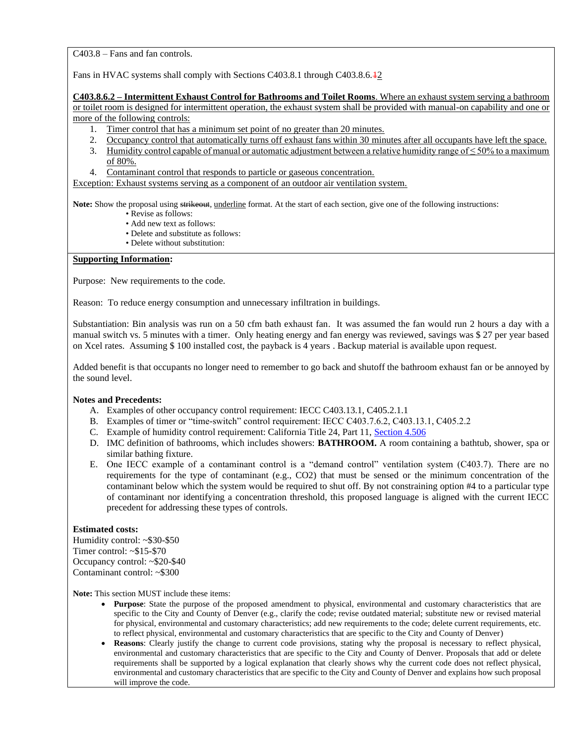C403.8 – Fans and fan controls.

Fans in HVAC systems shall comply with Sections C403.8.1 through C403.8.6.~~1~~<u>2</u>

<u>**C403.8.6.2 – Intermittent Exhaust Control for Bathrooms and Toilet Rooms**. Where an exhaust system serving a bathroom or toilet room is designed for intermittent operation, the exhaust system shall be provided with manual-on capability and one or more of the following controls:</u>

1. <u>Timer control that has a minimum set point of no greater than 20 minutes.</u>
2. <u>Occupancy control that automatically turns off exhaust fans within 30 minutes after all occupants have left the space.</u>
3. <u>Humidity control capable of manual or automatic adjustment between a relative humidity range of ≤ 50% to a maximum of 80%.</u>
4. <u>Contaminant control that responds to particle or gaseous concentration.</u>

<u>Exception: Exhaust systems serving as a component of an outdoor air ventilation system.</u>

**Note:** Show the proposal using ~~strikeout~~, <u>underline</u> format. At the start of each section, give one of the following instructions:

- Revise as follows:
- Add new text as follows:
- Delete and substitute as follows:
- Delete without substitution:

<u>**Supporting Information**</u>**:**

Purpose: New requirements to the code.

Reason: To reduce energy consumption and unnecessary infiltration in buildings.

Substantiation: Bin analysis was run on a 50 cfm bath exhaust fan. It was assumed the fan would run 2 hours a day with a manual switch vs. 5 minutes with a timer. Only heating energy and fan energy was reviewed, savings was $ 27 per year based on Xcel rates. Assuming $ 100 installed cost, the payback is 4 years . Backup material is available upon request.

Added benefit is that occupants no longer need to remember to go back and shutoff the bathroom exhaust fan or be annoyed by the sound level.

**Notes and Precedents:**

A. Examples of other occupancy control requirement: IECC C403.13.1, C405.2.1.1
B. Examples of timer or "time-switch" control requirement: IECC C403.7.6.2, C403.13.1, C405.2.2
C. Example of humidity control requirement: California Title 24, Part 11, Section 4.506
D. IMC definition of bathrooms, which includes showers: **BATHROOM.** A room containing a bathtub, shower, spa or similar bathing fixture.
E. One IECC example of a contaminant control is a "demand control" ventilation system (C403.7). There are no requirements for the type of contaminant (e.g., $CO_2$) that must be sensed or the minimum concentration of the contaminant below which the system would be required to shut off. By not constraining option #4 to a particular type of contaminant nor identifying a concentration threshold, this proposed language is aligned with the current IECC precedent for addressing these types of controls.

**Estimated costs:**
Humidity control: ~$30-$50
Timer control: ~$15-$70
Occupancy control: ~$20-$40
Contaminant control: ~$300

**Note:** This section MUST include these items:

- **Purpose**: State the purpose of the proposed amendment to physical, environmental and customary characteristics that are specific to the City and County of Denver (e.g., clarify the code; revise outdated material; substitute new or revised material for physical, environmental and customary characteristics; add new requirements to the code; delete current requirements, etc. to reflect physical, environmental and customary characteristics that are specific to the City and County of Denver)
- **Reasons**: Clearly justify the change to current code provisions, stating why the proposal is necessary to reflect physical, environmental and customary characteristics that are specific to the City and County of Denver. Proposals that add or delete requirements shall be supported by a logical explanation that clearly shows why the current code does not reflect physical, environmental and customary characteristics that are specific to the City and County of Denver and explains how such proposal will improve the code.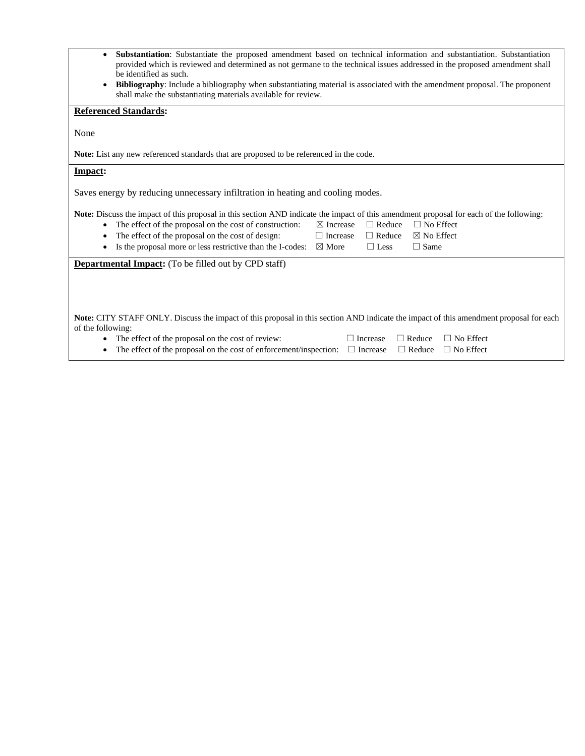- **Substantiation**: Substantiate the proposed amendment based on technical information and substantiation. Substantiation provided which is reviewed and determined as not germane to the technical issues addressed in the proposed amendment shall be identified as such.
- **Bibliography**: Include a bibliography when substantiating material is associated with the amendment proposal. The proponent shall make the substantiating materials available for review.

**Referenced Standards:**

None

**Note:** List any new referenced standards that are proposed to be referenced in the code.

**Impact:**

Saves energy by reducing unnecessary infiltration in heating and cooling modes.

**Note:** Discuss the impact of this proposal in this section AND indicate the impact of this amendment proposal for each of the following:

- The effect of the proposal on the cost of construction: ☒ Increase ☐ Reduce ☐ No Effect
- The effect of the proposal on the cost of design: ☐ Increase ☐ Reduce ☒ No Effect
- Is the proposal more or less restrictive than the I-codes: ☒ More ☐ Less ☐ Same

**Departmental Impact:** (To be filled out by CPD staff)

**Note:** CITY STAFF ONLY. Discuss the impact of this proposal in this section AND indicate the impact of this amendment proposal for each of the following:

- The effect of the proposal on the cost of review: ☐ Increase ☐ Reduce ☐ No Effect
- The effect of the proposal on the cost of enforcement/inspection: ☐ Increase ☐ Reduce ☐ No Effect